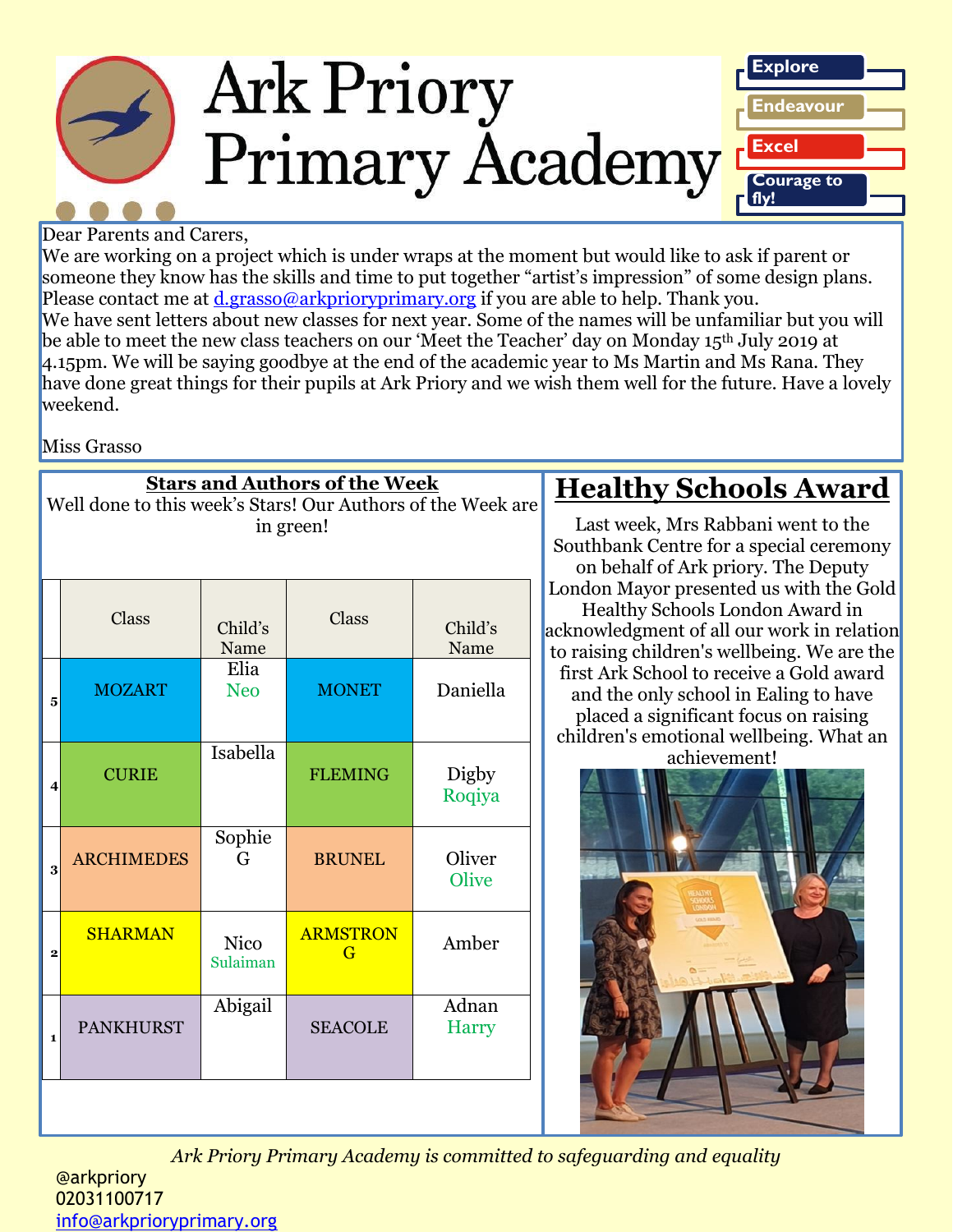# Ark Priory Primary Academy

Explore
Endeavour
Excel
Courage to fly!

Dear Parents and Carers,
We are working on a project which is under wraps at the moment but would like to ask if parent or someone they know has the skills and time to put together "artist's impression" of some design plans. Please contact me at d.grasso@arkprioryprimary.org if you are able to help. Thank you.
We have sent letters about new classes for next year. Some of the names will be unfamiliar but you will be able to meet the new class teachers on our 'Meet the Teacher' day on Monday 15th July 2019 at 4.15pm. We will be saying goodbye at the end of the academic year to Ms Martin and Ms Rana. They have done great things for their pupils at Ark Priory and we wish them well for the future. Have a lovely weekend.

Miss Grasso

## Stars and Authors of the Week

Well done to this week's Stars! Our Authors of the Week are in green!

| | Class | Child's Name | Class | Child's Name |
|---|---|---|---|---|
| 5 | MOZART | Elia<br>Neo | MONET | Daniella |
| 4 | CURIE | Isabella | FLEMING | Digby<br>Roqiya |
| 3 | ARCHIMEDES | Sophie G | BRUNEL | Oliver<br>Olive |
| 2 | SHARMAN | Nico<br>Sulaiman | ARMSTRONG | Amber |
| 1 | PANKHURST | Abigail | SEACOLE | Adnan<br>Harry |

## Healthy Schools Award

Last week, Mrs Rabbani went to the Southbank Centre for a special ceremony on behalf of Ark priory. The Deputy London Mayor presented us with the Gold Healthy Schools London Award in acknowledgment of all our work in relation to raising children's wellbeing. We are the first Ark School to receive a Gold award and the only school in Ealing to have placed a significant focus on raising children's emotional wellbeing. What an achievement!

*Ark Priory Primary Academy is committed to safeguarding and equality*

@arkpriory
02031100717
info@arkprioryprimary.org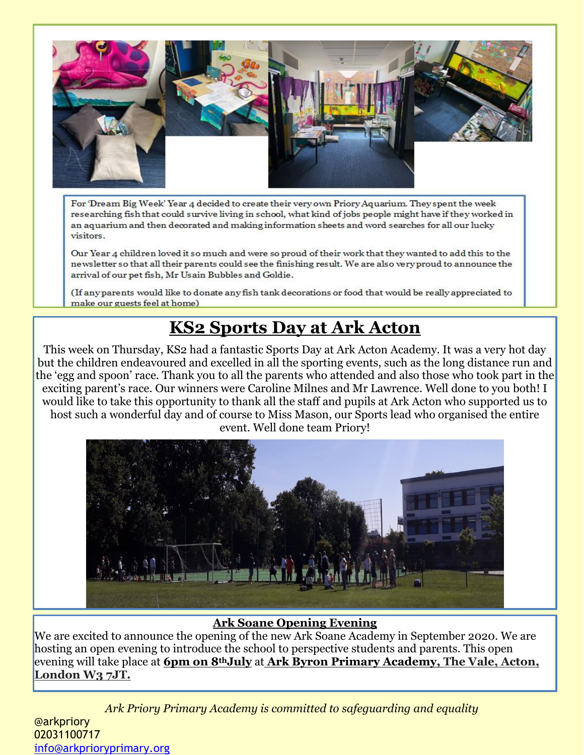For 'Dream Big Week' Year 4 decided to create their very own Priory Aquarium. They spent the week researching fish that could survive living in school, what kind of jobs people might have if they worked in an aquarium and then decorated and making information sheets and word searches for all our lucky visitors.

Our Year 4 children loved it so much and were so proud of their work that they wanted to add this to the newsletter so that all their parents could see the finishing result. We are also very proud to announce the arrival of our pet fish, Mr Usain Bubbles and Goldie.

(If any parents would like to donate any fish tank decorations or food that would be really appreciated to make our guests feel at home)

## KS2 Sports Day at Ark Acton

This week on Thursday, KS2 had a fantastic Sports Day at Ark Acton Academy. It was a very hot day but the children endeavoured and excelled in all the sporting events, such as the long distance run and the 'egg and spoon' race. Thank you to all the parents who attended and also those who took part in the exciting parent's race. Our winners were Caroline Milnes and Mr Lawrence. Well done to you both! I would like to take this opportunity to thank all the staff and pupils at Ark Acton who supported us to host such a wonderful day and of course to Miss Mason, our Sports lead who organised the entire event. Well done team Priory!

### Ark Soane Opening Evening

We are excited to announce the opening of the new Ark Soane Academy in September 2020. We are hosting an open evening to introduce the school to perspective students and parents. This open evening will take place at **6pm on 8th July** at **Ark Byron Primary Academy, The Vale, Acton, London W3 7JT.**

*Ark Priory Primary Academy is committed to safeguarding and equality*

@arkpriory
02031100717
info@arkprioryprimary.org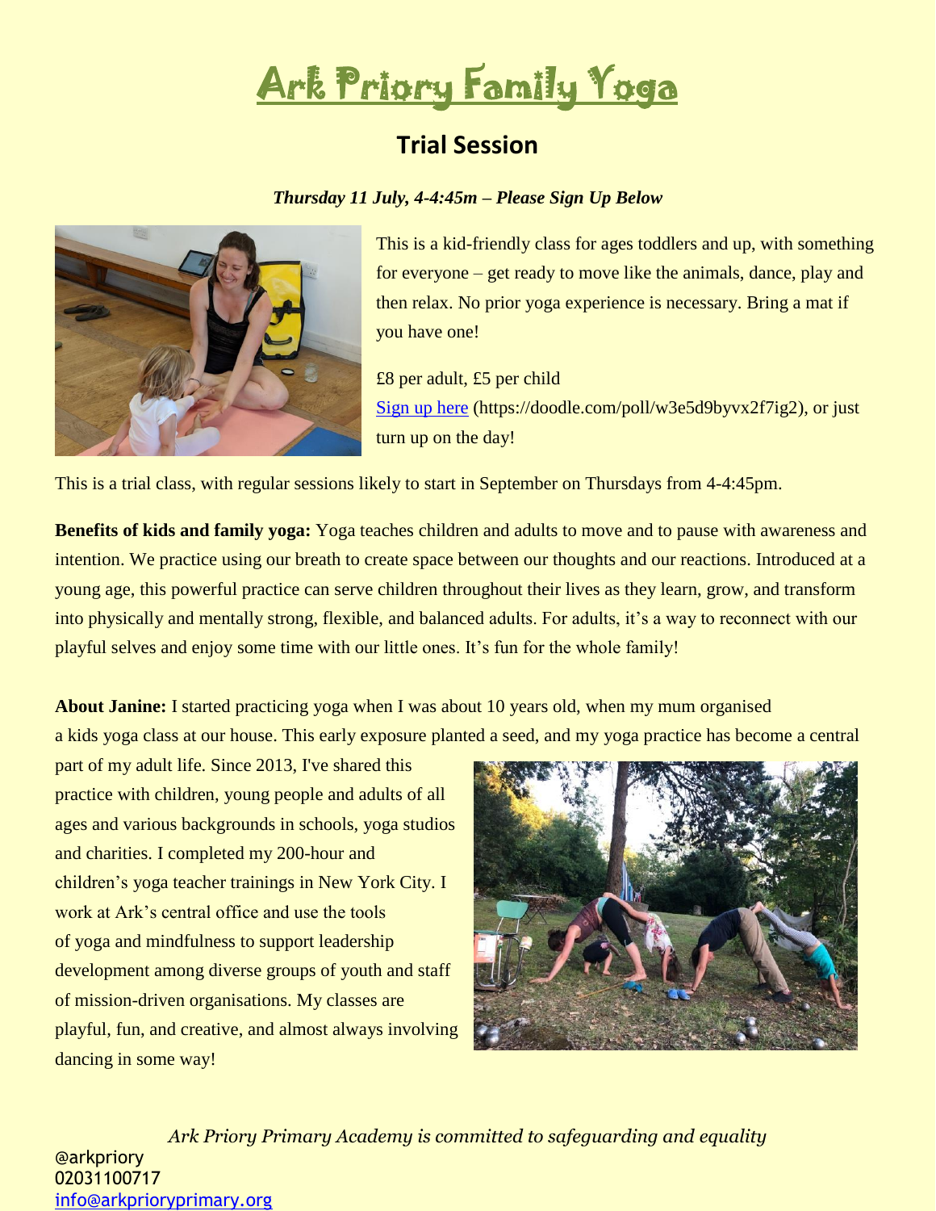# Ark Priory Family Yoga

## Trial Session

***Thursday 11 July, 4-4:45m – Please Sign Up Below***

This is a kid-friendly class for ages toddlers and up, with something for everyone – get ready to move like the animals, dance, play and then relax. No prior yoga experience is necessary. Bring a mat if you have one!

£8 per adult, £5 per child
Sign up here (https://doodle.com/poll/w3e5d9byvx2f7ig2), or just turn up on the day!

This is a trial class, with regular sessions likely to start in September on Thursdays from 4-4:45pm.

**Benefits of kids and family yoga:** Yoga teaches children and adults to move and to pause with awareness and intention. We practice using our breath to create space between our thoughts and our reactions. Introduced at a young age, this powerful practice can serve children throughout their lives as they learn, grow, and transform into physically and mentally strong, flexible, and balanced adults. For adults, it's a way to reconnect with our playful selves and enjoy some time with our little ones. It's fun for the whole family!

**About Janine:** I started practicing yoga when I was about 10 years old, when my mum organised a kids yoga class at our house. This early exposure planted a seed, and my yoga practice has become a central part of my adult life. Since 2013, I've shared this practice with children, young people and adults of all ages and various backgrounds in schools, yoga studios and charities. I completed my 200-hour and children's yoga teacher trainings in New York City. I work at Ark's central office and use the tools of yoga and mindfulness to support leadership development among diverse groups of youth and staff of mission-driven organisations. My classes are playful, fun, and creative, and almost always involving dancing in some way!

*Ark Priory Primary Academy is committed to safeguarding and equality*

@arkpriory
02031100717
info@arkprioryprimary.org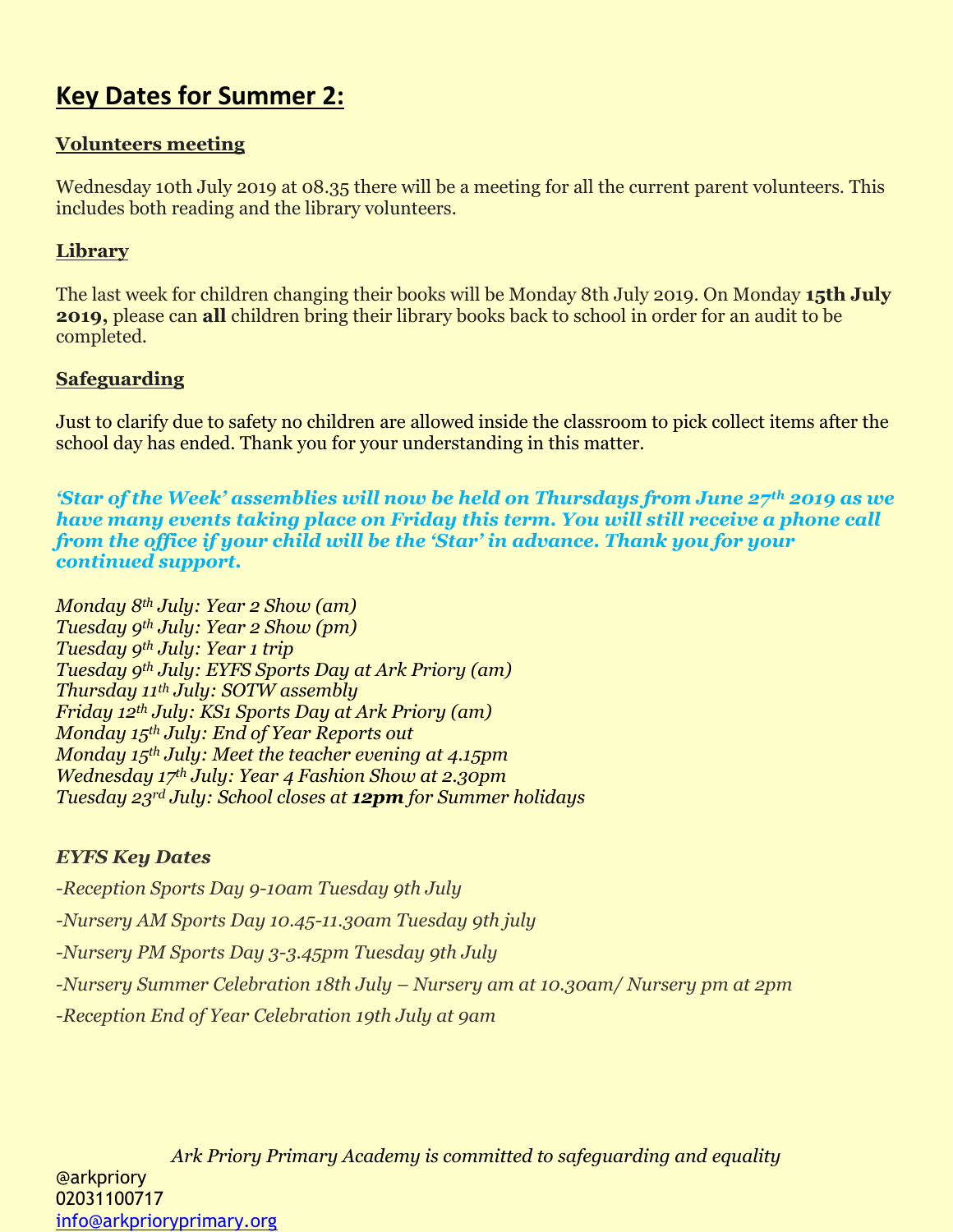## Key Dates for Summer 2:

### Volunteers meeting

Wednesday 10th July 2019 at 08.35 there will be a meeting for all the current parent volunteers. This includes both reading and the library volunteers.

### Library

The last week for children changing their books will be Monday 8th July 2019. On Monday **15th July 2019,** please can **all** children bring their library books back to school in order for an audit to be completed.

### Safeguarding

Just to clarify due to safety no children are allowed inside the classroom to pick collect items after the school day has ended. Thank you for your understanding in this matter.

***'Star of the Week' assemblies will now be held on Thursdays from June 27th 2019 as we have many events taking place on Friday this term. You will still receive a phone call from the office if your child will be the 'Star' in advance. Thank you for your continued support.***

*Monday 8th July: Year 2 Show (am)*
*Tuesday 9th July: Year 2 Show (pm)*
*Tuesday 9th July: Year 1 trip*
*Tuesday 9th July: EYFS Sports Day at Ark Priory (am)*
*Thursday 11th July: SOTW assembly*
*Friday 12th July: KS1 Sports Day at Ark Priory (am)*
*Monday 15th July: End of Year Reports out*
*Monday 15th July: Meet the teacher evening at 4.15pm*
*Wednesday 17th July: Year 4 Fashion Show at 2.30pm*
*Tuesday 23rd July: School closes at **12pm** for Summer holidays*

***EYFS Key Dates***

*-Reception Sports Day 9-10am Tuesday 9th July*

*-Nursery AM Sports Day 10.45-11.30am Tuesday 9th july*

*-Nursery PM Sports Day 3-3.45pm Tuesday 9th July*

*-Nursery Summer Celebration 18th July – Nursery am at 10.30am/ Nursery pm at 2pm*

*-Reception End of Year Celebration 19th July at 9am*

*Ark Priory Primary Academy is committed to safeguarding and equality*

@arkpriory
02031100717
info@arkprioryprimary.org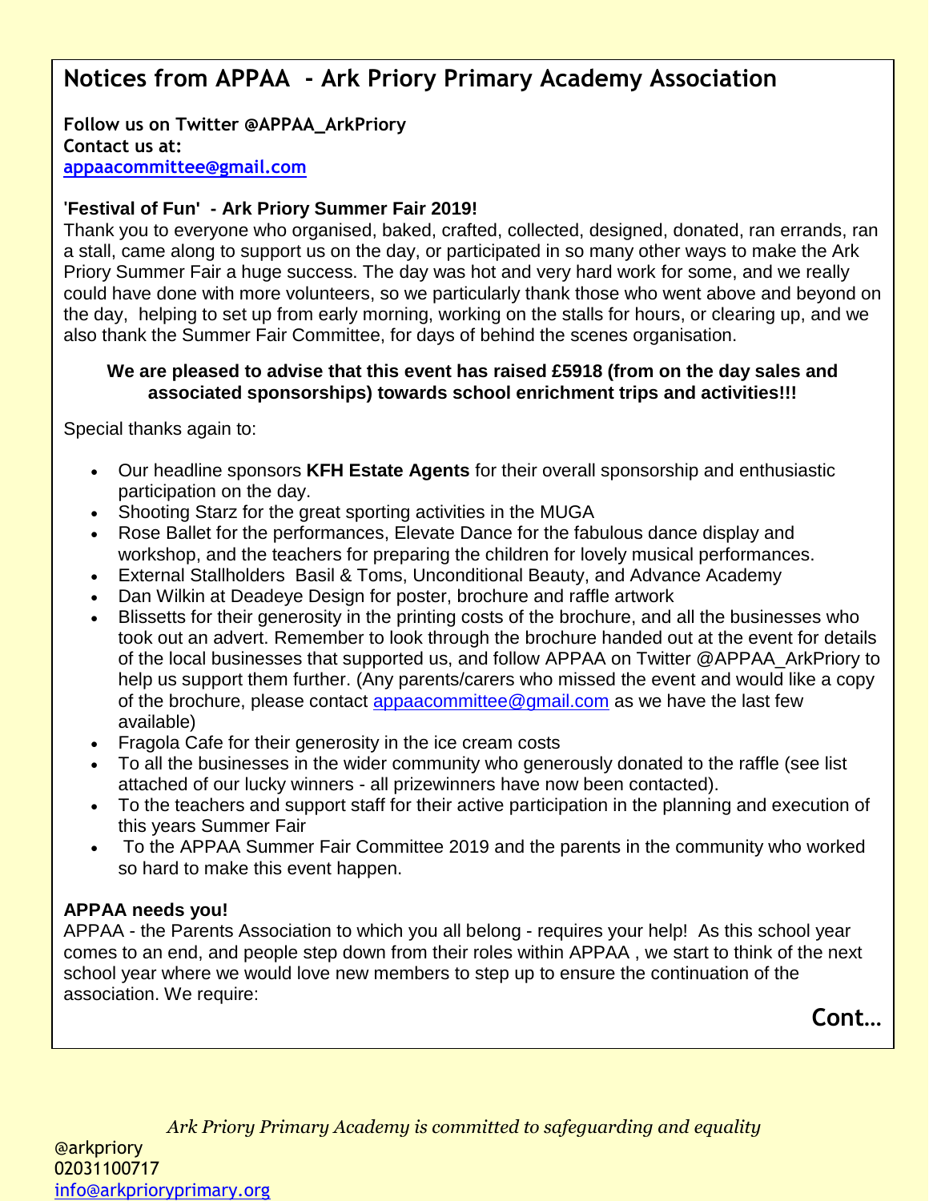## Notices from APPAA - Ark Priory Primary Academy Association

**Follow us on Twitter @APPAA_ArkPriory**
**Contact us at:**
**appaacommittee@gmail.com**

**'Festival of Fun' - Ark Priory Summer Fair 2019!**

Thank you to everyone who organised, baked, crafted, collected, designed, donated, ran errands, ran a stall, came along to support us on the day, or participated in so many other ways to make the Ark Priory Summer Fair a huge success. The day was hot and very hard work for some, and we really could have done with more volunteers, so we particularly thank those who went above and beyond on the day, helping to set up from early morning, working on the stalls for hours, or clearing up, and we also thank the Summer Fair Committee, for days of behind the scenes organisation.

**We are pleased to advise that this event has raised £5918 (from on the day sales and associated sponsorships) towards school enrichment trips and activities!!!**

Special thanks again to:

- Our headline sponsors **KFH Estate Agents** for their overall sponsorship and enthusiastic participation on the day.
- Shooting Starz for the great sporting activities in the MUGA
- Rose Ballet for the performances, Elevate Dance for the fabulous dance display and workshop, and the teachers for preparing the children for lovely musical performances.
- External Stallholders Basil & Toms, Unconditional Beauty, and Advance Academy
- Dan Wilkin at Deadeye Design for poster, brochure and raffle artwork
- Blissetts for their generosity in the printing costs of the brochure, and all the businesses who took out an advert. Remember to look through the brochure handed out at the event for details of the local businesses that supported us, and follow APPAA on Twitter @APPAA_ArkPriory to help us support them further. (Any parents/carers who missed the event and would like a copy of the brochure, please contact appaacommittee@gmail.com as we have the last few available)
- Fragola Cafe for their generosity in the ice cream costs
- To all the businesses in the wider community who generously donated to the raffle (see list attached of our lucky winners - all prizewinners have now been contacted).
- To the teachers and support staff for their active participation in the planning and execution of this years Summer Fair
- To the APPAA Summer Fair Committee 2019 and the parents in the community who worked so hard to make this event happen.

**APPAA needs you!**

APPAA - the Parents Association to which you all belong - requires your help! As this school year comes to an end, and people step down from their roles within APPAA , we start to think of the next school year where we would love new members to step up to ensure the continuation of the association. We require:

**Cont…**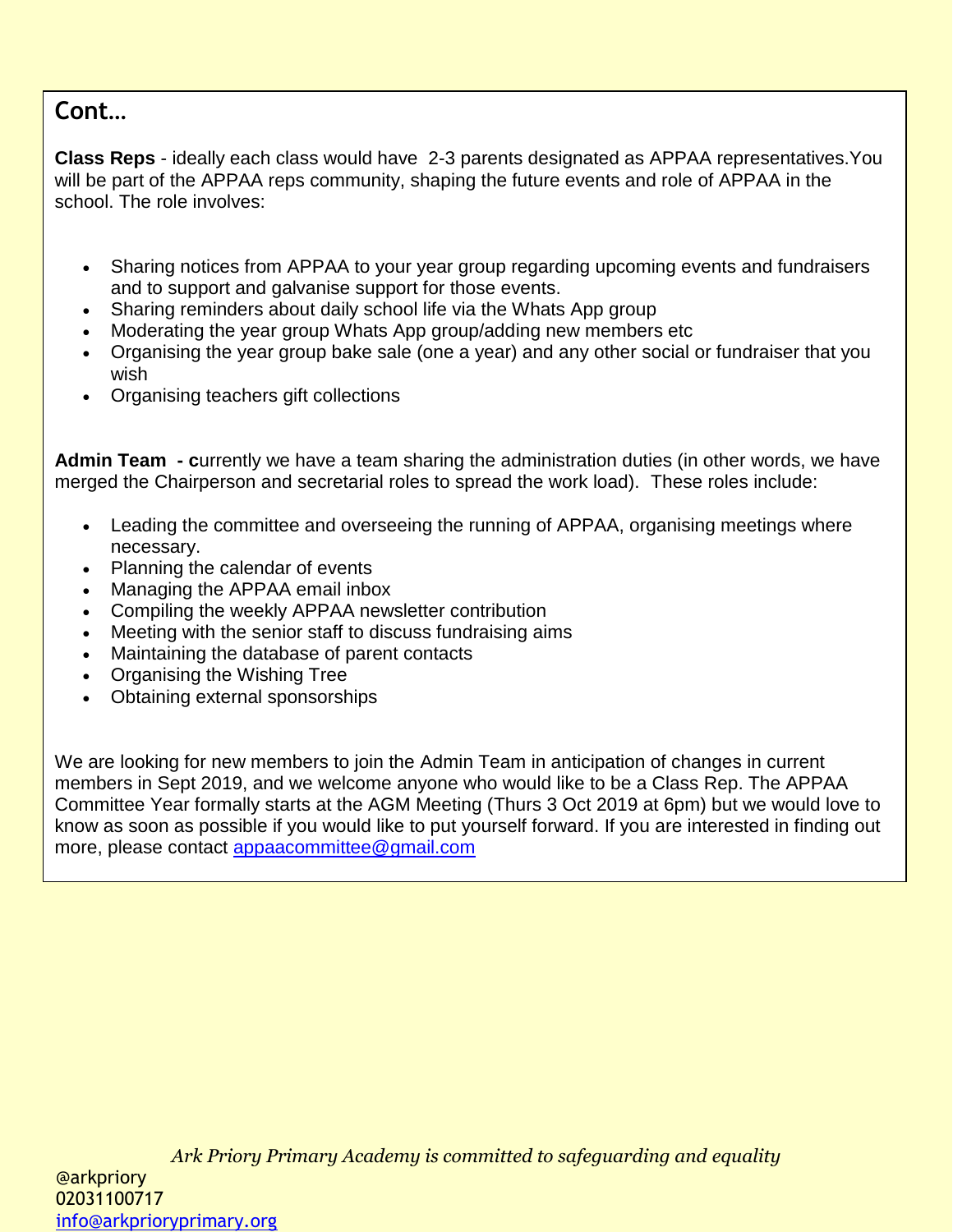## Cont…

**Class Reps** - ideally each class would have 2-3 parents designated as APPAA representatives.You will be part of the APPAA reps community, shaping the future events and role of APPAA in the school. The role involves:

- Sharing notices from APPAA to your year group regarding upcoming events and fundraisers and to support and galvanise support for those events.
- Sharing reminders about daily school life via the Whats App group
- Moderating the year group Whats App group/adding new members etc
- Organising the year group bake sale (one a year) and any other social or fundraiser that you wish
- Organising teachers gift collections

**Admin Team - c**urrently we have a team sharing the administration duties (in other words, we have merged the Chairperson and secretarial roles to spread the work load). These roles include:

- Leading the committee and overseeing the running of APPAA, organising meetings where necessary.
- Planning the calendar of events
- Managing the APPAA email inbox
- Compiling the weekly APPAA newsletter contribution
- Meeting with the senior staff to discuss fundraising aims
- Maintaining the database of parent contacts
- Organising the Wishing Tree
- Obtaining external sponsorships

We are looking for new members to join the Admin Team in anticipation of changes in current members in Sept 2019, and we welcome anyone who would like to be a Class Rep. The APPAA Committee Year formally starts at the AGM Meeting (Thurs 3 Oct 2019 at 6pm) but we would love to know as soon as possible if you would like to put yourself forward. If you are interested in finding out more, please contact appaacommittee@gmail.com

*Ark Priory Primary Academy is committed to safeguarding and equality*

@arkpriory
02031100717
info@arkprioryprimary.org